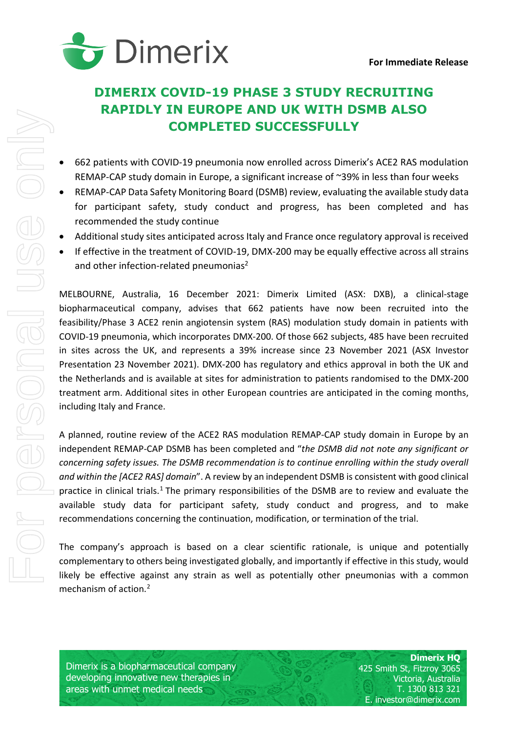**For Immediate Release**

# DIMERIX COVID-19 PHASE 3 STUDY RECRUITING RAPIDLY IN EUROPE AND UK WITH DSMB ALSO COMPLETED SUCCESSFULLY

- 662 patients with COVID-19 pneumonia now enrolled across Dimerix's ACE2 RAS modulation REMAP-CAP study domain in Europe, a significant increase of ~39% in less than four weeks
- REMAP-CAP Data Safety Monitoring Board (DSMB) review, evaluating the available study data for participant safety, study conduct and progress, has been completed and has recommended the study continue
- Additional study sites anticipated across Italy and France once regulatory approval is received
- If effective in the treatment of COVID-19, DMX-200 may be equally effective across all strains and other infection-related pneumonias[2]

MELBOURNE, Australia, 16 December 2021: Dimerix Limited (ASX: DXB), a clinical-stage biopharmaceutical company, advises that 662 patients have now been recruited into the feasibility/Phase 3 ACE2 renin angiotensin system (RAS) modulation study domain in patients with COVID-19 pneumonia, which incorporates DMX-200. Of those 662 subjects, 485 have been recruited in sites across the UK, and represents a 39% increase since 23 November 2021 (ASX Investor Presentation 23 November 2021). DMX-200 has regulatory and ethics approval in both the UK and the Netherlands and is available at sites for administration to patients randomised to the DMX-200 treatment arm. Additional sites in other European countries are anticipated in the coming months, including Italy and France.

A planned, routine review of the ACE2 RAS modulation REMAP-CAP study domain in Europe by an independent REMAP-CAP DSMB has been completed and "*the DSMB did not note any significant or concerning safety issues. The DSMB recommendation is to continue enrolling within the study overall and within the [ACE2 RAS] domain*". A review by an independent DSMB is consistent with good clinical practice in clinical trials.[1] The primary responsibilities of the DSMB are to review and evaluate the available study data for participant safety, study conduct and progress, and to make recommendations concerning the continuation, modification, or termination of the trial.

The company's approach is based on a clear scientific rationale, is unique and potentially complementary to others being investigated globally, and importantly if effective in this study, would likely be effective against any strain as well as potentially other pneumonias with a common mechanism of action.[2]

Dimerix is a biopharmaceutical company developing innovative new therapies in areas with unmet medical needs

**Dimerix HQ**
425 Smith St, Fitzroy 3065
Victoria, Australia
T. 1300 813 321
E. investor@dimerix.com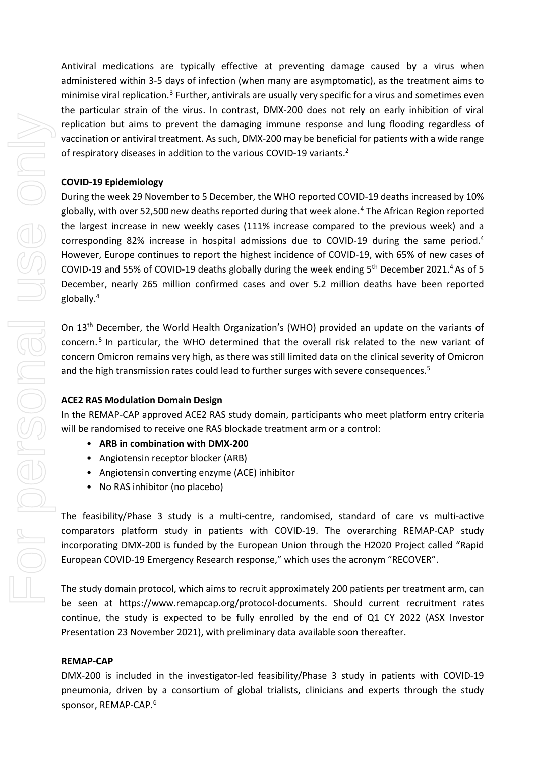Antiviral medications are typically effective at preventing damage caused by a virus when administered within 3-5 days of infection (when many are asymptomatic), as the treatment aims to minimise viral replication.[3] Further, antivirals are usually very specific for a virus and sometimes even the particular strain of the virus. In contrast, DMX-200 does not rely on early inhibition of viral replication but aims to prevent the damaging immune response and lung flooding regardless of vaccination or antiviral treatment. As such, DMX-200 may be beneficial for patients with a wide range of respiratory diseases in addition to the various COVID-19 variants.[2]

**COVID-19 Epidemiology**

During the week 29 November to 5 December, the WHO reported COVID-19 deaths increased by 10% globally, with over 52,500 new deaths reported during that week alone.[4] The African Region reported the largest increase in new weekly cases (111% increase compared to the previous week) and a corresponding 82% increase in hospital admissions due to COVID-19 during the same period.[4] However, Europe continues to report the highest incidence of COVID-19, with 65% of new cases of COVID-19 and 55% of COVID-19 deaths globally during the week ending 5th December 2021.[4] As of 5 December, nearly 265 million confirmed cases and over 5.2 million deaths have been reported globally.[4]

On 13th December, the World Health Organization's (WHO) provided an update on the variants of concern.[5] In particular, the WHO determined that the overall risk related to the new variant of concern Omicron remains very high, as there was still limited data on the clinical severity of Omicron and the high transmission rates could lead to further surges with severe consequences.[5]

**ACE2 RAS Modulation Domain Design**

In the REMAP-CAP approved ACE2 RAS study domain, participants who meet platform entry criteria will be randomised to receive one RAS blockade treatment arm or a control:

- **ARB in combination with DMX-200**
- Angiotensin receptor blocker (ARB)
- Angiotensin converting enzyme (ACE) inhibitor
- No RAS inhibitor (no placebo)

The feasibility/Phase 3 study is a multi-centre, randomised, standard of care vs multi-active comparators platform study in patients with COVID-19. The overarching REMAP-CAP study incorporating DMX-200 is funded by the European Union through the H2020 Project called "Rapid European COVID-19 Emergency Research response," which uses the acronym "RECOVER".

The study domain protocol, which aims to recruit approximately 200 patients per treatment arm, can be seen at https://www.remapcap.org/protocol-documents. Should current recruitment rates continue, the study is expected to be fully enrolled by the end of Q1 CY 2022 (ASX Investor Presentation 23 November 2021), with preliminary data available soon thereafter.

**REMAP-CAP**

DMX-200 is included in the investigator-led feasibility/Phase 3 study in patients with COVID-19 pneumonia, driven by a consortium of global trialists, clinicians and experts through the study sponsor, REMAP-CAP.[6]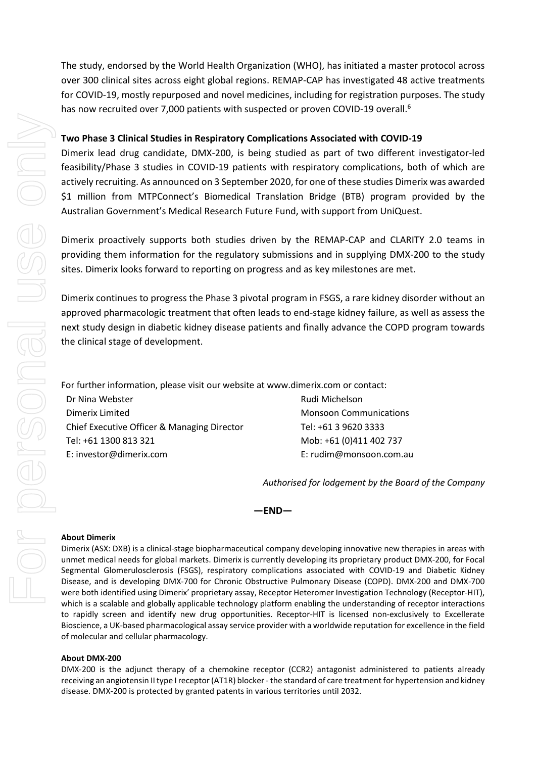The study, endorsed by the World Health Organization (WHO), has initiated a master protocol across over 300 clinical sites across eight global regions. REMAP-CAP has investigated 48 active treatments for COVID-19, mostly repurposed and novel medicines, including for registration purposes. The study has now recruited over 7,000 patients with suspected or proven COVID-19 overall.[6]

**Two Phase 3 Clinical Studies in Respiratory Complications Associated with COVID-19**

Dimerix lead drug candidate, DMX-200, is being studied as part of two different investigator-led feasibility/Phase 3 studies in COVID-19 patients with respiratory complications, both of which are actively recruiting. As announced on 3 September 2020, for one of these studies Dimerix was awarded $1 million from MTPConnect's Biomedical Translation Bridge (BTB) program provided by the Australian Government's Medical Research Future Fund, with support from UniQuest.

Dimerix proactively supports both studies driven by the REMAP-CAP and CLARITY 2.0 teams in providing them information for the regulatory submissions and in supplying DMX-200 to the study sites. Dimerix looks forward to reporting on progress and as key milestones are met.

Dimerix continues to progress the Phase 3 pivotal program in FSGS, a rare kidney disorder without an approved pharmacologic treatment that often leads to end-stage kidney failure, as well as assess the next study design in diabetic kidney disease patients and finally advance the COPD program towards the clinical stage of development.

For further information, please visit our website at www.dimerix.com or contact:

Dr Nina Webster
Dimerix Limited
Chief Executive Officer & Managing Director
Tel: +61 1300 813 321
E: investor@dimerix.com

Rudi Michelson
Monsoon Communications
Tel: +61 3 9620 3333
Mob: +61 (0)411 402 737
E: rudim@monsoon.com.au

*Authorised for lodgement by the Board of the Company*

**—END—**

**About Dimerix**

Dimerix (ASX: DXB) is a clinical-stage biopharmaceutical company developing innovative new therapies in areas with unmet medical needs for global markets. Dimerix is currently developing its proprietary product DMX-200, for Focal Segmental Glomerulosclerosis (FSGS), respiratory complications associated with COVID-19 and Diabetic Kidney Disease, and is developing DMX-700 for Chronic Obstructive Pulmonary Disease (COPD). DMX-200 and DMX-700 were both identified using Dimerix' proprietary assay, Receptor Heteromer Investigation Technology (Receptor-HIT), which is a scalable and globally applicable technology platform enabling the understanding of receptor interactions to rapidly screen and identify new drug opportunities. Receptor-HIT is licensed non-exclusively to Excellerate Bioscience, a UK-based pharmacological assay service provider with a worldwide reputation for excellence in the field of molecular and cellular pharmacology.

**About DMX-200**

DMX-200 is the adjunct therapy of a chemokine receptor (CCR2) antagonist administered to patients already receiving an angiotensin II type I receptor (AT1R) blocker - the standard of care treatment for hypertension and kidney disease. DMX-200 is protected by granted patents in various territories until 2032.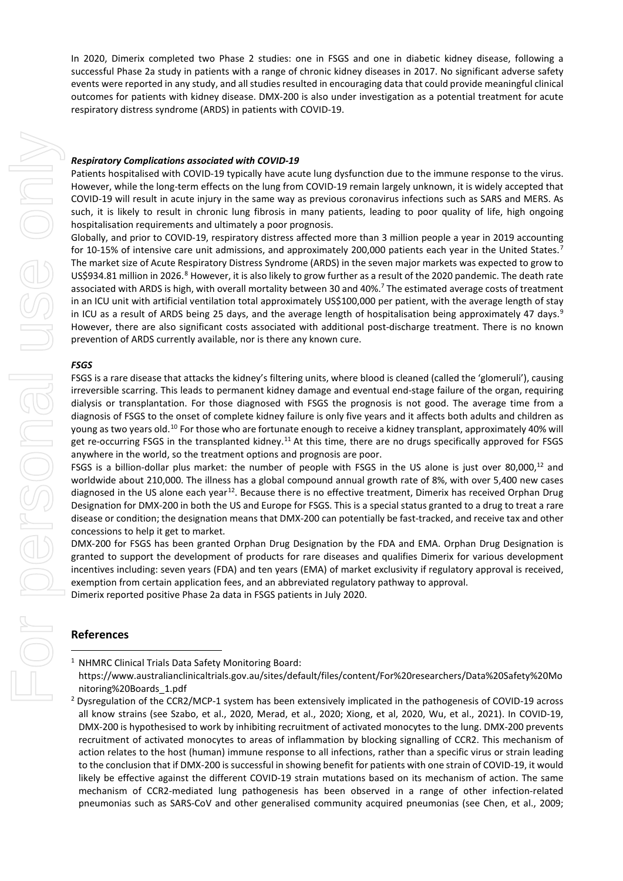In 2020, Dimerix completed two Phase 2 studies: one in FSGS and one in diabetic kidney disease, following a successful Phase 2a study in patients with a range of chronic kidney diseases in 2017. No significant adverse safety events were reported in any study, and all studies resulted in encouraging data that could provide meaningful clinical outcomes for patients with kidney disease. DMX-200 is also under investigation as a potential treatment for acute respiratory distress syndrome (ARDS) in patients with COVID-19.

***Respiratory Complications associated with COVID-19***

Patients hospitalised with COVID-19 typically have acute lung dysfunction due to the immune response to the virus. However, while the long-term effects on the lung from COVID-19 remain largely unknown, it is widely accepted that COVID-19 will result in acute injury in the same way as previous coronavirus infections such as SARS and MERS. As such, it is likely to result in chronic lung fibrosis in many patients, leading to poor quality of life, high ongoing hospitalisation requirements and ultimately a poor prognosis.

Globally, and prior to COVID-19, respiratory distress affected more than 3 million people a year in 2019 accounting for 10-15% of intensive care unit admissions, and approximately 200,000 patients each year in the United States.[7] The market size of Acute Respiratory Distress Syndrome (ARDS) in the seven major markets was expected to grow to US$934.81 million in 2026.[8] However, it is also likely to grow further as a result of the 2020 pandemic. The death rate associated with ARDS is high, with overall mortality between 30 and 40%.[7] The estimated average costs of treatment in an ICU unit with artificial ventilation total approximately US$100,000 per patient, with the average length of stay in ICU as a result of ARDS being 25 days, and the average length of hospitalisation being approximately 47 days.[9] However, there are also significant costs associated with additional post-discharge treatment. There is no known prevention of ARDS currently available, nor is there any known cure.

***FSGS***

FSGS is a rare disease that attacks the kidney's filtering units, where blood is cleaned (called the 'glomeruli'), causing irreversible scarring. This leads to permanent kidney damage and eventual end-stage failure of the organ, requiring dialysis or transplantation. For those diagnosed with FSGS the prognosis is not good. The average time from a diagnosis of FSGS to the onset of complete kidney failure is only five years and it affects both adults and children as young as two years old.[10] For those who are fortunate enough to receive a kidney transplant, approximately 40% will get re-occurring FSGS in the transplanted kidney.[11] At this time, there are no drugs specifically approved for FSGS anywhere in the world, so the treatment options and prognosis are poor.

FSGS is a billion-dollar plus market: the number of people with FSGS in the US alone is just over 80,000,[12] and worldwide about 210,000. The illness has a global compound annual growth rate of 8%, with over 5,400 new cases diagnosed in the US alone each year[12]. Because there is no effective treatment, Dimerix has received Orphan Drug Designation for DMX-200 in both the US and Europe for FSGS. This is a special status granted to a drug to treat a rare disease or condition; the designation means that DMX-200 can potentially be fast-tracked, and receive tax and other concessions to help it get to market.

DMX-200 for FSGS has been granted Orphan Drug Designation by the FDA and EMA. Orphan Drug Designation is granted to support the development of products for rare diseases and qualifies Dimerix for various development incentives including: seven years (FDA) and ten years (EMA) of market exclusivity if regulatory approval is received, exemption from certain application fees, and an abbreviated regulatory pathway to approval.

Dimerix reported positive Phase 2a data in FSGS patients in July 2020.

## References

[1] NHMRC Clinical Trials Data Safety Monitoring Board: https://www.australianclinicaltrials.gov.au/sites/default/files/content/For%20researchers/Data%20Safety%20Monitoring%20Boards_1.pdf

[2] Dysregulation of the CCR2/MCP-1 system has been extensively implicated in the pathogenesis of COVID-19 across all know strains (see Szabo, et al., 2020, Merad, et al., 2020; Xiong, et al, 2020, Wu, et al., 2021). In COVID-19, DMX-200 is hypothesised to work by inhibiting recruitment of activated monocytes to the lung. DMX-200 prevents recruitment of activated monocytes to areas of inflammation by blocking signalling of CCR2. This mechanism of action relates to the host (human) immune response to all infections, rather than a specific virus or strain leading to the conclusion that if DMX-200 is successful in showing benefit for patients with one strain of COVID-19, it would likely be effective against the different COVID-19 strain mutations based on its mechanism of action. The same mechanism of CCR2-mediated lung pathogenesis has been observed in a range of other infection-related pneumonias such as SARS-CoV and other generalised community acquired pneumonias (see Chen, et al., 2009;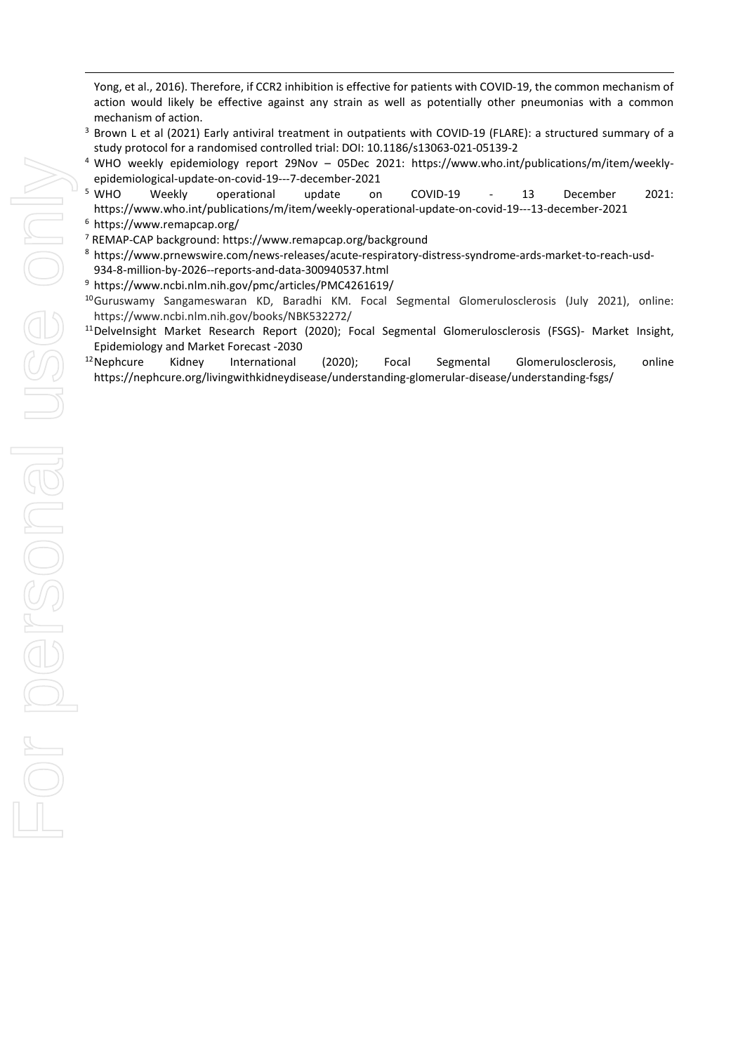Yong, et al., 2016). Therefore, if CCR2 inhibition is effective for patients with COVID-19, the common mechanism of action would likely be effective against any strain as well as potentially other pneumonias with a common mechanism of action.

[3] Brown L et al (2021) Early antiviral treatment in outpatients with COVID-19 (FLARE): a structured summary of a study protocol for a randomised controlled trial: DOI: 10.1186/s13063-021-05139-2

[4] WHO weekly epidemiology report 29Nov – 05Dec 2021: https://www.who.int/publications/m/item/weekly-epidemiological-update-on-covid-19---7-december-2021

[5] WHO Weekly operational update on COVID-19 - 13 December 2021: https://www.who.int/publications/m/item/weekly-operational-update-on-covid-19---13-december-2021

[6] https://www.remapcap.org/

[7] REMAP-CAP background: https://www.remapcap.org/background

[8] https://www.prnewswire.com/news-releases/acute-respiratory-distress-syndrome-ards-market-to-reach-usd-934-8-million-by-2026--reports-and-data-300940537.html

[9] https://www.ncbi.nlm.nih.gov/pmc/articles/PMC4261619/

[10] Guruswamy Sangameswaran KD, Baradhi KM. Focal Segmental Glomerulosclerosis (July 2021), online: https://www.ncbi.nlm.nih.gov/books/NBK532272/

[11] DelveInsight Market Research Report (2020); Focal Segmental Glomerulosclerosis (FSGS)- Market Insight, Epidemiology and Market Forecast -2030

[12] Nephcure Kidney International (2020); Focal Segmental Glomerulosclerosis, online https://nephcure.org/livingwithkidneydisease/understanding-glomerular-disease/understanding-fsgs/